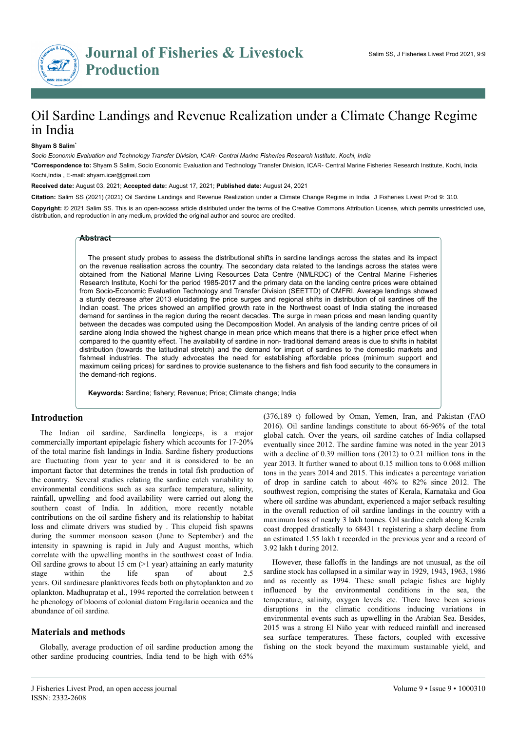# Oil Sardine Landings and Revenue Realization under a Climate Change Regime in India

**Shyam S Salim***

*Socio Economic Evaluation and Technology Transfer Division, ICAR- Central Marine Fisheries Research Institute, Kochi, India*

***Correspondence to:** Shyam S Salim, Socio Economic Evaluation and Technology Transfer Division, ICAR- Central Marine Fisheries Research Institute, Kochi, India Kochi,India , E-mail: shyam.icar@gmail.com

**Received date:** August 03, 2021; **Accepted date:** August 17, 2021; **Published date:** August 24, 2021

**Citation:** Salim SS (2021) (2021) Oil Sardine Landings and Revenue Realization under a Climate Change Regime in India J Fisheries Livest Prod 9: 310.

**Copyright:** © 2021 Salim SS. This is an open-access article distributed under the terms of the Creative Commons Attribution License, which permits unrestricted use, distribution, and reproduction in any medium, provided the original author and source are credited.

## Abstract

The present study probes to assess the distributional shifts in sardine landings across the states and its impact on the revenue realisation across the country. The secondary data related to the landings across the states were obtained from the National Marine Living Resources Data Centre (NMLRDC) of the Central Marine Fisheries Research Institute, Kochi for the period 1985-2017 and the primary data on the landing centre prices were obtained from Socio-Economic Evaluation Technology and Transfer Division (SEETTD) of CMFRI. Average landings showed a sturdy decrease after 2013 elucidating the price surges and regional shifts in distribution of oil sardines off the Indian coast. The prices showed an amplified growth rate in the Northwest coast of India stating the increased demand for sardines in the region during the recent decades. The surge in mean prices and mean landing quantity between the decades was computed using the Decomposition Model. An analysis of the landing centre prices of oil sardine along India showed the highest change in mean price which means that there is a higher price effect when compared to the quantity effect. The availability of sardine in non- traditional demand areas is due to shifts in habitat distribution (towards the latitudinal stretch) and the demand for import of sardines to the domestic markets and fishmeal industries. The study advocates the need for establishing affordable prices (minimum support and maximum ceiling prices) for sardines to provide sustenance to the fishers and fish food security to the consumers in the demand-rich regions.

**Keywords:** Sardine; fishery; Revenue; Price; Climate change; India

## Introduction

The Indian oil sardine, Sardinella longiceps, is a major commercially important epipelagic fishery which accounts for 17-20% of the total marine fish landings in India. Sardine fishery productions are fluctuating from year to year and it is considered to be an important factor that determines the trends in total fish production of the country. Several studies relating the sardine catch variability to environmental conditions such as sea surface temperature, salinity, rainfall, upwelling and food availability were carried out along the southern coast of India. In addition, more recently notable contributions on the oil sardine fishery and its relationship to habitat loss and climate drivers was studied by . This clupeid fish spawns during the summer monsoon season (June to September) and the intensity in spawning is rapid in July and August months, which correlate with the upwelling months in the southwest coast of India. Oil sardine grows to about 15 cm (>1 year) attaining an early maturity stage within the life span of about 2.5 years. Oil sardinesare planktivores feeds both on phytoplankton and zo oplankton. Madhupratap et al., 1994 reported the correlation between t he phenology of blooms of colonial diatom Fragilaria oceanica and the abundance of oil sardine.

## Materials and methods

Globally, average production of oil sardine production among the other sardine producing countries, India tend to be high with 65% (376,189 t) followed by Oman, Yemen, Iran, and Pakistan (FAO 2016). Oil sardine landings constitute to about 66-96% of the total global catch. Over the years, oil sardine catches of India collapsed eventually since 2012. The sardine famine was noted in the year 2013 with a decline of 0.39 million tons (2012) to 0.21 million tons in the year 2013. It further waned to about 0.15 million tons to 0.068 million tons in the years 2014 and 2015. This indicates a percentage variation of drop in sardine catch to about 46% to 82% since 2012. The southwest region, comprising the states of Kerala, Karnataka and Goa where oil sardine was abundant, experienced a major setback resulting in the overall reduction of oil sardine landings in the country with a maximum loss of nearly 3 lakh tonnes. Oil sardine catch along Kerala coast dropped drastically to 68431 t registering a sharp decline from an estimated 1.55 lakh t recorded in the previous year and a record of 3.92 lakh t during 2012.

However, these falloffs in the landings are not unusual, as the oil sardine stock has collapsed in a similar way in 1929, 1943, 1963, 1986 and as recently as 1994. These small pelagic fishes are highly influenced by the environmental conditions in the sea, the temperature, salinity, oxygen levels etc. There have been serious disruptions in the climatic conditions inducing variations in environmental events such as upwelling in the Arabian Sea. Besides, 2015 was a strong El Niño year with reduced rainfall and increased sea surface temperatures. These factors, coupled with excessive fishing on the stock beyond the maximum sustainable yield, and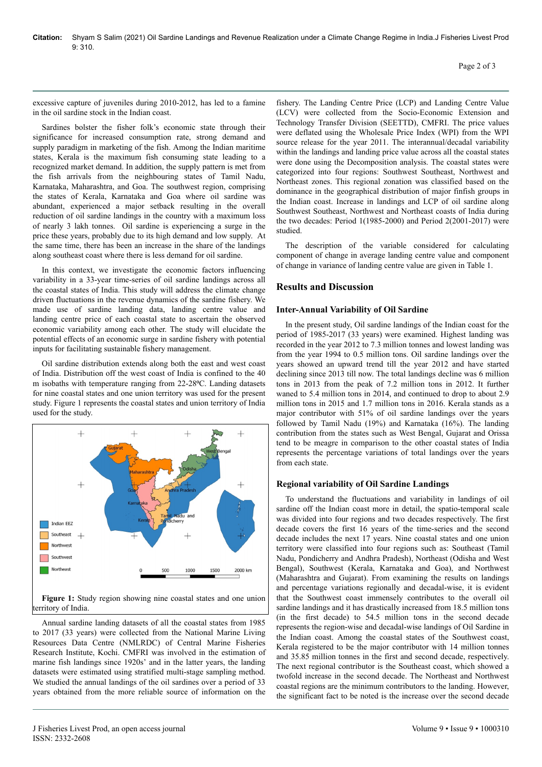excessive capture of juveniles during 2010-2012, has led to a famine in the oil sardine stock in the Indian coast.

Sardines bolster the fisher folk's economic state through their significance for increased consumption rate, strong demand and supply paradigm in marketing of the fish. Among the Indian maritime states, Kerala is the maximum fish consuming state leading to a recognized market demand. In addition, the supply pattern is met from the fish arrivals from the neighbouring states of Tamil Nadu, Karnataka, Maharashtra, and Goa. The southwest region, comprising the states of Kerala, Karnataka and Goa where oil sardine was abundant, experienced a major setback resulting in the overall reduction of oil sardine landings in the country with a maximum loss of nearly 3 lakh tonnes. Oil sardine is experiencing a surge in the price these years, probably due to its high demand and low supply. At the same time, there has been an increase in the share of the landings along southeast coast where there is less demand for oil sardine.

In this context, we investigate the economic factors influencing variability in a 33-year time-series of oil sardine landings across all the coastal states of India. This study will address the climate change driven fluctuations in the revenue dynamics of the sardine fishery. We made use of sardine landing data, landing centre value and landing centre price of each coastal state to ascertain the observed economic variability among each other. The study will elucidate the potential effects of an economic surge in sardine fishery with potential inputs for facilitating sustainable fishery management.

Oil sardine distribution extends along both the east and west coast of India. Distribution off the west coast of India is confined to the 40 m isobaths with temperature ranging from 22-28ºC. Landing datasets for nine coastal states and one union territory was used for the present study. Figure 1 represents the coastal states and union territory of India used for the study.

**Figure 1:** Study region showing nine coastal states and one union territory of India.

Annual sardine landing datasets of all the coastal states from 1985 to 2017 (33 years) were collected from the National Marine Living Resources Data Centre (NMLRDC) of Central Marine Fisheries Research Institute, Kochi. CMFRI was involved in the estimation of marine fish landings since 1920s' and in the latter years, the landing datasets were estimated using stratified multi-stage sampling method. We studied the annual landings of the oil sardines over a period of 33 years obtained from the more reliable source of information on the fishery. The Landing Centre Price (LCP) and Landing Centre Value (LCV) were collected from the Socio-Economic Extension and Technology Transfer Division (SEETTD), CMFRI. The price values were deflated using the Wholesale Price Index (WPI) from the WPI source release for the year 2011. The interannual/decadal variability within the landings and landing price value across all the coastal states were done using the Decomposition analysis. The coastal states were categorized into four regions: Southwest Southeast, Northwest and Northeast zones. This regional zonation was classified based on the dominance in the geographical distribution of major finfish groups in the Indian coast. Increase in landings and LCP of oil sardine along Southwest Southeast, Northwest and Northeast coasts of India during the two decades: Period 1(1985-2000) and Period 2(2001-2017) were studied.

The description of the variable considered for calculating component of change in average landing centre value and component of change in variance of landing centre value are given in Table 1.

## Results and Discussion

### Inter-Annual Variability of Oil Sardine

In the present study, Oil sardine landings of the Indian coast for the period of 1985-2017 (33 years) were examined. Highest landing was recorded in the year 2012 to 7.3 million tonnes and lowest landing was from the year 1994 to 0.5 million tons. Oil sardine landings over the years showed an upward trend till the year 2012 and have started declining since 2013 till now. The total landings decline was 6 million tons in 2013 from the peak of 7.2 million tons in 2012. It further waned to 5.4 million tons in 2014, and continued to drop to about 2.9 million tons in 2015 and 1.7 million tons in 2016. Kerala stands as a major contributor with 51% of oil sardine landings over the years followed by Tamil Nadu (19%) and Karnataka (16%). The landing contribution from the states such as West Bengal, Gujarat and Orissa tend to be meagre in comparison to the other coastal states of India represents the percentage variations of total landings over the years from each state.

### Regional variability of Oil Sardine Landings

To understand the fluctuations and variability in landings of oil sardine off the Indian coast more in detail, the spatio-temporal scale was divided into four regions and two decades respectively. The first decade covers the first 16 years of the time-series and the second decade includes the next 17 years. Nine coastal states and one union territory were classified into four regions such as: Southeast (Tamil Nadu, Pondicherry and Andhra Pradesh), Northeast (Odisha and West Bengal), Southwest (Kerala, Karnataka and Goa), and Northwest (Maharashtra and Gujarat). From examining the results on landings and percentage variations regionally and decadal-wise, it is evident that the Southwest coast immensely contributes to the overall oil sardine landings and it has drastically increased from 18.5 million tons (in the first decade) to 54.5 million tons in the second decade represents the region-wise and decadal-wise landings of Oil Sardine in the Indian coast. Among the coastal states of the Southwest coast, Kerala registered to be the major contributor with 14 million tonnes and 35.85 million tonnes in the first and second decade, respectively. The next regional contributor is the Southeast coast, which showed a twofold increase in the second decade. The Northeast and Northwest coastal regions are the minimum contributors to the landing. However, the significant fact to be noted is the increase over the second decade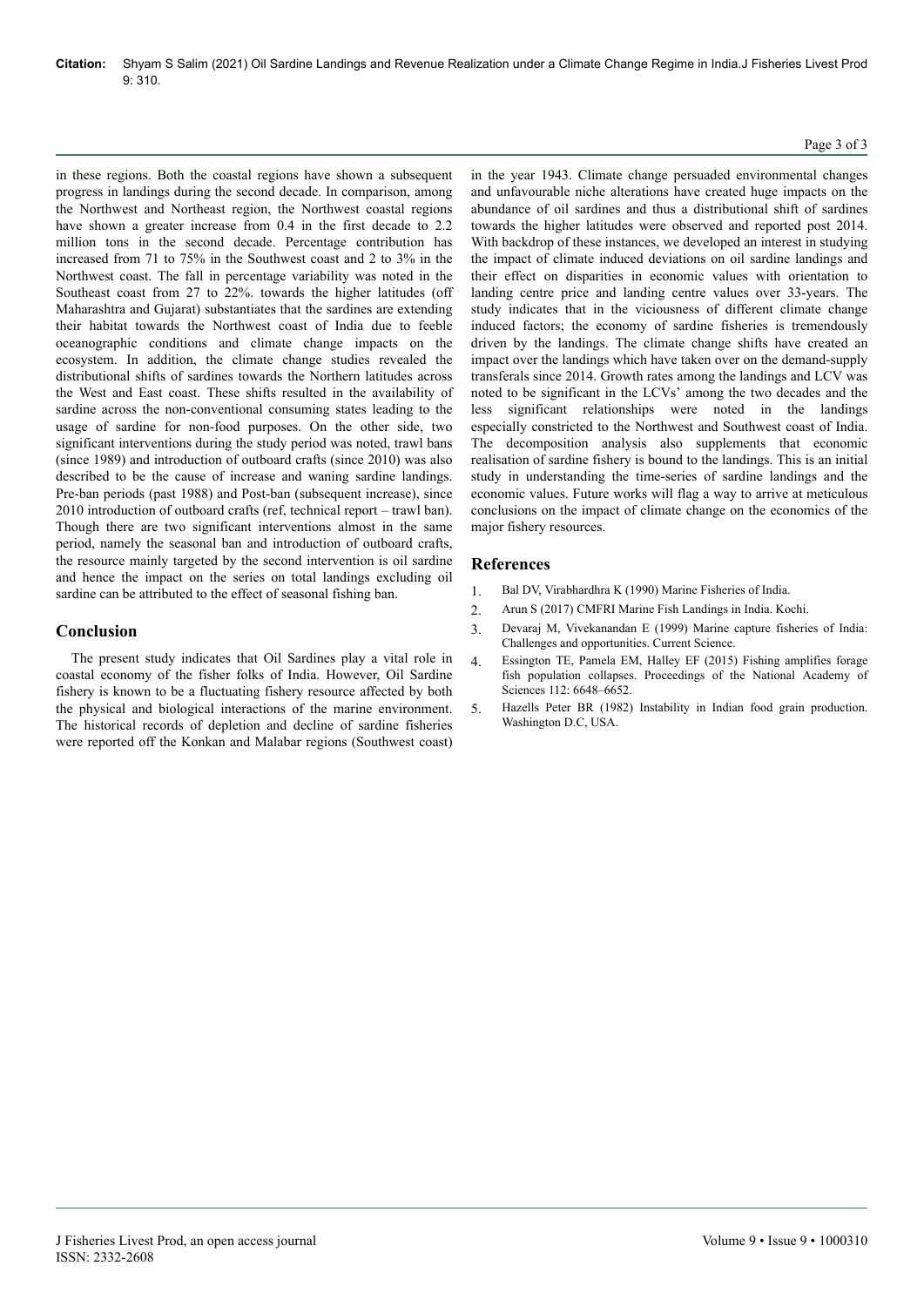in these regions. Both the coastal regions have shown a subsequent progress in landings during the second decade. In comparison, among the Northwest and Northeast region, the Northwest coastal regions have shown a greater increase from 0.4 in the first decade to 2.2 million tons in the second decade. Percentage contribution has increased from 71 to 75% in the Southwest coast and 2 to 3% in the Northwest coast. The fall in percentage variability was noted in the Southeast coast from 27 to 22%. towards the higher latitudes (off Maharashtra and Gujarat) substantiates that the sardines are extending their habitat towards the Northwest coast of India due to feeble oceanographic conditions and climate change impacts on the ecosystem. In addition, the climate change studies revealed the distributional shifts of sardines towards the Northern latitudes across the West and East coast. These shifts resulted in the availability of sardine across the non-conventional consuming states leading to the usage of sardine for non-food purposes. On the other side, two significant interventions during the study period was noted, trawl bans (since 1989) and introduction of outboard crafts (since 2010) was also described to be the cause of increase and waning sardine landings. Pre-ban periods (past 1988) and Post-ban (subsequent increase), since 2010 introduction of outboard crafts (ref, technical report – trawl ban). Though there are two significant interventions almost in the same period, namely the seasonal ban and introduction of outboard crafts, the resource mainly targeted by the second intervention is oil sardine and hence the impact on the series on total landings excluding oil sardine can be attributed to the effect of seasonal fishing ban.

## Conclusion

The present study indicates that Oil Sardines play a vital role in coastal economy of the fisher folks of India. However, Oil Sardine fishery is known to be a fluctuating fishery resource affected by both the physical and biological interactions of the marine environment. The historical records of depletion and decline of sardine fisheries were reported off the Konkan and Malabar regions (Southwest coast) in the year 1943. Climate change persuaded environmental changes and unfavourable niche alterations have created huge impacts on the abundance of oil sardines and thus a distributional shift of sardines towards the higher latitudes were observed and reported post 2014. With backdrop of these instances, we developed an interest in studying the impact of climate induced deviations on oil sardine landings and their effect on disparities in economic values with orientation to landing centre price and landing centre values over 33-years. The study indicates that in the viciousness of different climate change induced factors; the economy of sardine fisheries is tremendously driven by the landings. The climate change shifts have created an impact over the landings which have taken over on the demand-supply transferals since 2014. Growth rates among the landings and LCV was noted to be significant in the LCVs' among the two decades and the less significant relationships were noted in the landings especially constricted to the Northwest and Southwest coast of India. The decomposition analysis also supplements that economic realisation of sardine fishery is bound to the landings. This is an initial study in understanding the time-series of sardine landings and the economic values. Future works will flag a way to arrive at meticulous conclusions on the impact of climate change on the economics of the major fishery resources.

## References

1. Bal DV, Virabhardhra K (1990) Marine Fisheries of India.
2. Arun S (2017) CMFRI Marine Fish Landings in India. Kochi.
3. Devaraj M, Vivekanandan E (1999) Marine capture fisheries of India: Challenges and opportunities. Current Science.
4. Essington TE, Pamela EM, Halley EF (2015) Fishing amplifies forage fish population collapses. Proceedings of the National Academy of Sciences 112: 6648–6652.
5. Hazells Peter BR (1982) Instability in Indian food grain production. Washington D.C, USA.